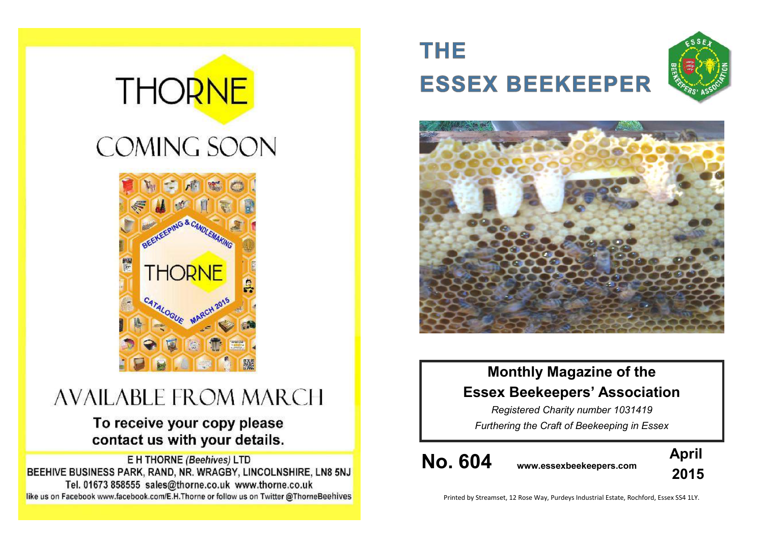# THORNE

## COMING SOON

## AVAILABLE FROM MARCH

**To receive your copy please contact us with your details.**

E H THORNE *(Beehives)* LTD
BEEHIVE BUSINESS PARK, RAND, NR. WRAGBY, LINCOLNSHIRE, LN8 5NJ
Tel. 01673 858555 sales@thorne.co.uk www.thorne.co.uk
like us on Facebook www.facebook.com/E.H.Thorne or follow us on Twitter @ThorneBeehives

# THE ESSEX BEEKEEPER

**Monthly Magazine of the Essex Beekeepers' Association**

*Registered Charity number 1031419*

*Furthering the Craft of Beekeeping in Essex*

**No. 604** **www.essexbeekeepers.com** **April 2015**

Printed by Streamset, 12 Rose Way, Purdeys Industrial Estate, Rochford, Essex SS4 1LY.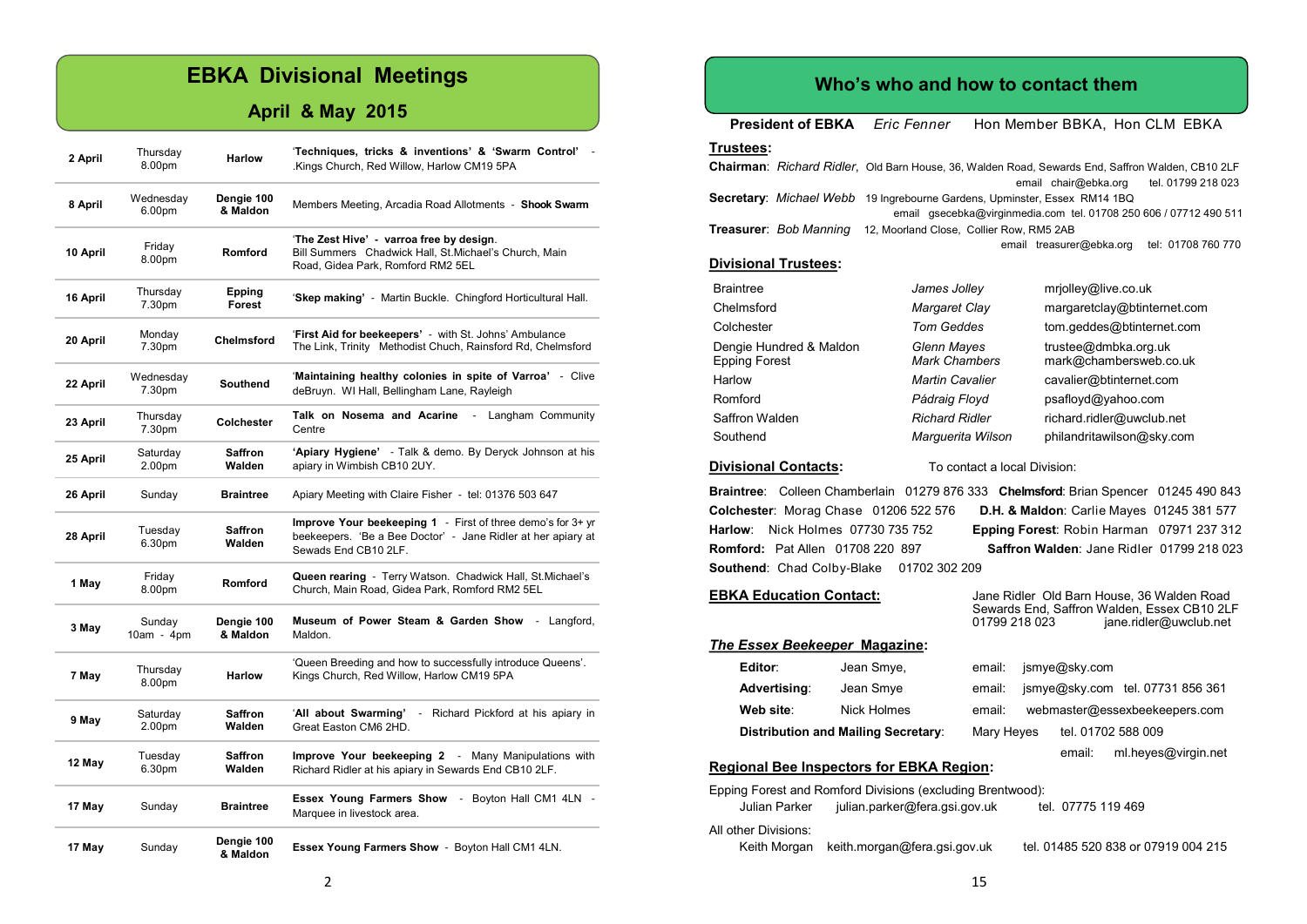# EBKA Divisional Meetings

## April & May 2015

| | | | |
|---|---|---|---|
| **2 April** | Thursday 8.00pm | **Harlow** | '**Techniques, tricks & inventions' & 'Swarm Control'** - .Kings Church, Red Willow, Harlow CM19 5PA |
| **8 April** | Wednesday 6.00pm | **Dengie 100 & Maldon** | Members Meeting, Arcadia Road Allotments - **Shook Swarm** |
| **10 April** | Friday 8.00pm | **Romford** | '**The Zest Hive' - varroa free by design**. Bill Summers Chadwick Hall, St.Michael's Church, Main Road, Gidea Park, Romford RM2 5EL |
| **16 April** | Thursday 7.30pm | **Epping Forest** | '**Skep making'** - Martin Buckle. Chingford Horticultural Hall. |
| **20 April** | Monday 7.30pm | **Chelmsford** | '**First Aid for beekeepers'** - with St. Johns' Ambulance The Link, Trinity Methodist Chuch, Rainsford Rd, Chelmsford |
| **22 April** | Wednesday 7.30pm | **Southend** | '**Maintaining healthy colonies in spite of Varroa'** - Clive deBruyn. WI Hall, Bellingham Lane, Rayleigh |
| **23 April** | Thursday 7.30pm | **Colchester** | **Talk on Nosema and Acarine** - Langham Community Centre |
| **25 April** | Saturday 2.00pm | **Saffron Walden** | **'Apiary Hygiene'** - Talk & demo. By Deryck Johnson at his apiary in Wimbish CB10 2UY. |
| **26 April** | Sunday | **Braintree** | Apiary Meeting with Claire Fisher - tel: 01376 503 647 |
| **28 April** | Tuesday 6.30pm | **Saffron Walden** | **Improve Your beekeeping 1** - First of three demo's for 3+ yr beekeepers. 'Be a Bee Doctor' - Jane Ridler at her apiary at Sewads End CB10 2LF. |
| **1 May** | Friday 8.00pm | **Romford** | **Queen rearing** - Terry Watson. Chadwick Hall, St.Michael's Church, Main Road, Gidea Park, Romford RM2 5EL |
| **3 May** | Sunday 10am - 4pm | **Dengie 100 & Maldon** | **Museum of Power Steam & Garden Show** - Langford, Maldon. |
| **7 May** | Thursday 8.00pm | **Harlow** | 'Queen Breeding and how to successfully introduce Queens'. Kings Church, Red Willow, Harlow CM19 5PA |
| **9 May** | Saturday 2.00pm | **Saffron Walden** | '**All about Swarming'** - Richard Pickford at his apiary in Great Easton CM6 2HD. |
| **12 May** | Tuesday 6.30pm | **Saffron Walden** | **Improve Your beekeeping 2** - Many Manipulations with Richard Ridler at his apiary in Sewards End CB10 2LF. |
| **17 May** | Sunday | **Braintree** | **Essex Young Farmers Show** - Boyton Hall CM1 4LN - Marquee in livestock area. |
| **17 May** | Sunday | **Dengie 100 & Maldon** | **Essex Young Farmers Show** - Boyton Hall CM1 4LN. |

# Who's who and how to contact them

**President of EBKA** *Eric Fenner* Hon Member BBKA, Hon CLM EBKA

**Trustees:**

**Chairman**: *Richard Ridler*, Old Barn House, 36, Walden Road, Sewards End, Saffron Walden, CB10 2LF email chair@ebka.org tel. 01799 218 023

**Secretary**: *Michael Webb* 19 Ingrebourne Gardens, Upminster, Essex RM14 1BQ email gsecebka@virginmedia.com tel. 01708 250 606 / 07712 490 511

**Treasurer**: *Bob Manning* 12, Moorland Close, Collier Row, RM5 2AB email treasurer@ebka.org tel: 01708 760 770

**Divisional Trustees:**

| | | |
|---|---|---|
| Braintree | *James Jolley* | mrjolley@live.co.uk |
| Chelmsford | *Margaret Clay* | margaretclay@btinternet.com |
| Colchester | *Tom Geddes* | tom.geddes@btinternet.com |
| Dengie Hundred & Maldon | *Glenn Mayes* | trustee@dmbka.org.uk |
| Epping Forest | *Mark Chambers* | mark@chambersweb.co.uk |
| Harlow | *Martin Cavalier* | cavalier@btinternet.com |
| Romford | *Pádraig Floyd* | psafloyd@yahoo.com |
| Saffron Walden | *Richard Ridler* | richard.ridler@uwclub.net |
| Southend | *Marguerita Wilson* | philandritawilson@sky.com |

**Divisional Contacts:** To contact a local Division:

**Braintree**: Colleen Chamberlain 01279 876 333
**Chelmsford**: Brian Spencer 01245 490 843
**Colchester**: Morag Chase 01206 522 576
**D.H. & Maldon**: Carlie Mayes 01245 381 577
**Harlow**: Nick Holmes 07730 735 752
**Epping Forest**: Robin Harman 07971 237 312
**Romford:** Pat Allen 01708 220 897
**Saffron Walden**: Jane Ridler 01799 218 023
**Southend**: Chad Colby-Blake 01702 302 209

**EBKA Education Contact:** Jane Ridler Old Barn House, 36 Walden Road Sewards End, Saffron Walden, Essex CB10 2LF 01799 218 023 jane.ridler@uwclub.net

***The Essex Beekeeper* Magazine:**

| | | |
|---|---|---|
| **Editor**: | Jean Smye, | email: jsmye@sky.com |
| **Advertising**: | Jean Smye | email: jsmye@sky.com tel. 07731 856 361 |
| **Web site**: | Nick Holmes | email: webmaster@essexbeekeepers.com |
| **Distribution and Mailing Secretary**: | Mary Heyes | tel. 01702 588 009 email: ml.heyes@virgin.net |

**Regional Bee Inspectors for EBKA Region:**

Epping Forest and Romford Divisions (excluding Brentwood):
Julian Parker julian.parker@fera.gsi.gov.uk tel. 07775 119 469

All other Divisions:
Keith Morgan keith.morgan@fera.gsi.gov.uk tel. 01485 520 838 or 07919 004 215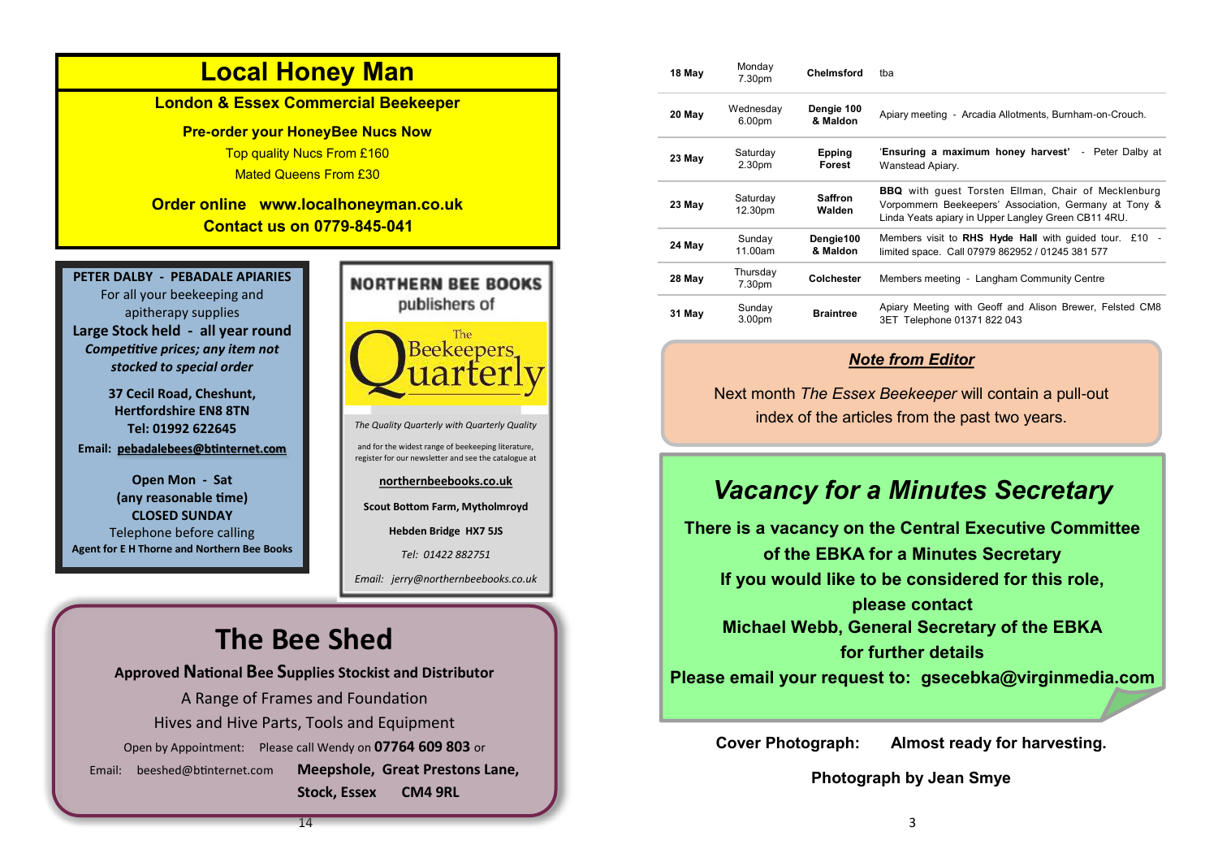# Local Honey Man

**London & Essex Commercial Beekeeper**

**Pre-order your HoneyBee Nucs Now**

Top quality Nucs From £160

Mated Queens From £30

**Order online www.localhoneyman.co.uk**

**Contact us on 0779-845-041**

---

**PETER DALBY - PEBADALE APIARIES**

For all your beekeeping and apitherapy supplies

**Large Stock held - all year round**

***Competitive prices; any item not stocked to special order***

**37 Cecil Road, Cheshunt, Hertfordshire EN8 8TN**

**Tel: 01992 622645**

**Email: pebadalebees@btinternet.com**

**Open Mon - Sat**

**(any reasonable time)**

**CLOSED SUNDAY**

Telephone before calling

**Agent for E H Thorne and Northern Bee Books**

---

**NORTHERN BEE BOOKS**

publishers of

The Beekeepers Quarterly

*The Quality Quarterly with Quarterly Quality*

and for the widest range of beekeeping literature, register for our newsletter and see the catalogue at

**northernbeebooks.co.uk**

**Scout Bottom Farm, Mytholmroyd**

**Hebden Bridge HX7 5JS**

*Tel: 01422 882751*

*Email: jerry@northernbeebooks.co.uk*

---

# The Bee Shed

**Approved National Bee Supplies Stockist and Distributor**

A Range of Frames and Foundation

Hives and Hive Parts, Tools and Equipment

Open by Appointment: Please call Wendy on **07764 609 803** or

Email: beeshed@btinternet.com **Meepshole, Great Prestons Lane, Stock, Essex CM4 9RL**

---

| | | | |
|---|---|---|---|
| **18 May** | Monday 7.30pm | **Chelmsford** | tba |
| **20 May** | Wednesday 6.00pm | **Dengie 100 & Maldon** | Apiary meeting - Arcadia Allotments, Burnham-on-Crouch. |
| **23 May** | Saturday 2.30pm | **Epping Forest** | '**Ensuring a maximum honey harvest**' - Peter Dalby at Wanstead Apiary. |
| **23 May** | Saturday 12.30pm | **Saffron Walden** | **BBQ** with guest Torsten Ellman, Chair of Mecklenburg Vorpommern Beekeepers' Association, Germany at Tony & Linda Yeats apiary in Upper Langley Green CB11 4RU. |
| **24 May** | Sunday 11.00am | **Dengie100 & Maldon** | Members visit to **RHS Hyde Hall** with guided tour. £10 - limited space. Call 07979 862952 / 01245 381 577 |
| **28 May** | Thursday 7.30pm | **Colchester** | Members meeting - Langham Community Centre |
| **31 May** | Sunday 3.00pm | **Braintree** | Apiary Meeting with Geoff and Alison Brewer, Felsted CM8 3ET Telephone 01371 822 043 |

***Note from Editor***

Next month *The Essex Beekeeper* will contain a pull-out index of the articles from the past two years.

## *Vacancy for a Minutes Secretary*

**There is a vacancy on the Central Executive Committee of the EBKA for a Minutes Secretary**

**If you would like to be considered for this role, please contact**

**Michael Webb, General Secretary of the EBKA for further details**

**Please email your request to: gsecebka@virginmedia.com**

**Cover Photograph: Almost ready for harvesting.**

**Photograph by Jean Smye**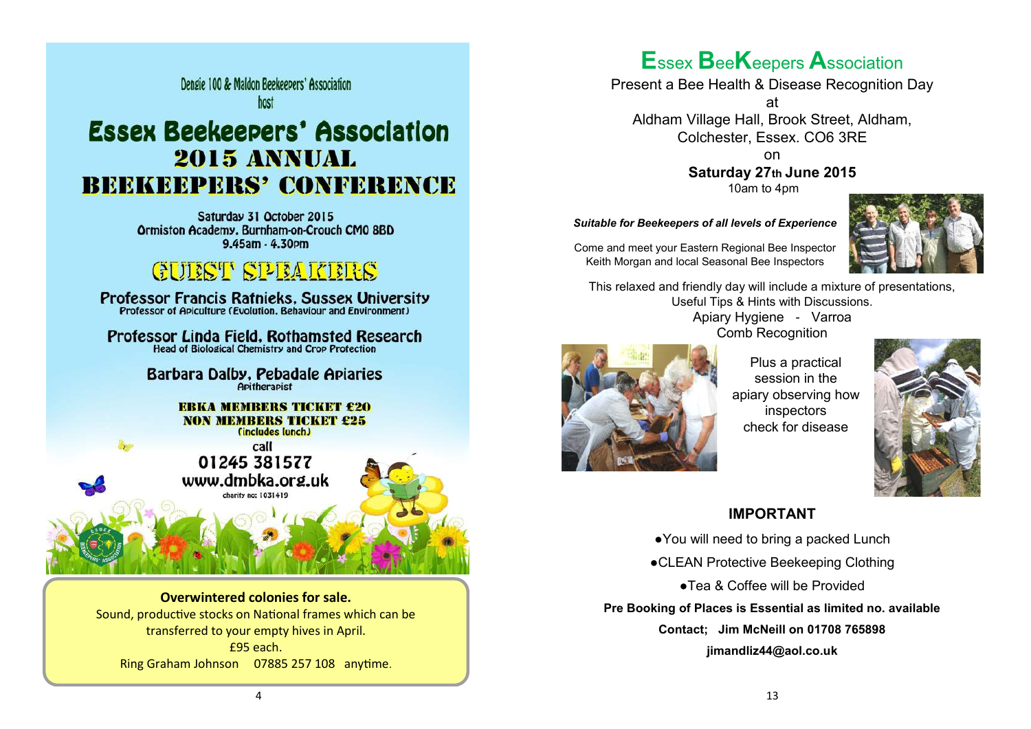Dengie 100 & Maldon Beekeepers' Association host

# Essex Beekeepers' Association 2015 ANNUAL BEEKEEPERS' CONFERENCE

Saturday 31 October 2015
Ormiston Academy, Burnham-on-Crouch CM0 8BD
9.45am - 4.30pm

## GUEST SPEAKERS

**Professor Francis Ratnieks, Sussex University**
Professor of Apiculture (Evolution, Behaviour and Environment)

**Professor Linda Field, Rothamsted Research**
Head of Biological Chemistry and Crop Protection

**Barbara Dalby, Pebadale Apiaries**
Apitherapist

**EBKA MEMBERS TICKET £20**
**NON MEMBERS TICKET £25**
(includes lunch)

call
**01245 381577**
**www.dmbka.org.uk**
charity no: 1031419

**Overwintered colonies for sale.**
Sound, productive stocks on National frames which can be transferred to your empty hives in April.
£95 each.
Ring Graham Johnson 07885 257 108 anytime.

# Essex BeeKeepers Association

Present a Bee Health & Disease Recognition Day
at
Aldham Village Hall, Brook Street, Aldham, Colchester, Essex. CO6 3RE
on
**Saturday 27th June 2015**
10am to 4pm

***Suitable for Beekeepers of all levels of Experience***

Come and meet your Eastern Regional Bee Inspector Keith Morgan and local Seasonal Bee Inspectors

This relaxed and friendly day will include a mixture of presentations, Useful Tips & Hints with Discussions.
Apiary Hygiene - Varroa
Comb Recognition

Plus a practical session in the apiary observing how inspectors check for disease

## IMPORTANT

- You will need to bring a packed Lunch
- CLEAN Protective Beekeeping Clothing
- Tea & Coffee will be Provided

**Pre Booking of Places is Essential as limited no. available**

**Contact; Jim McNeill on 01708 765898**

**jimandliz44@aol.co.uk**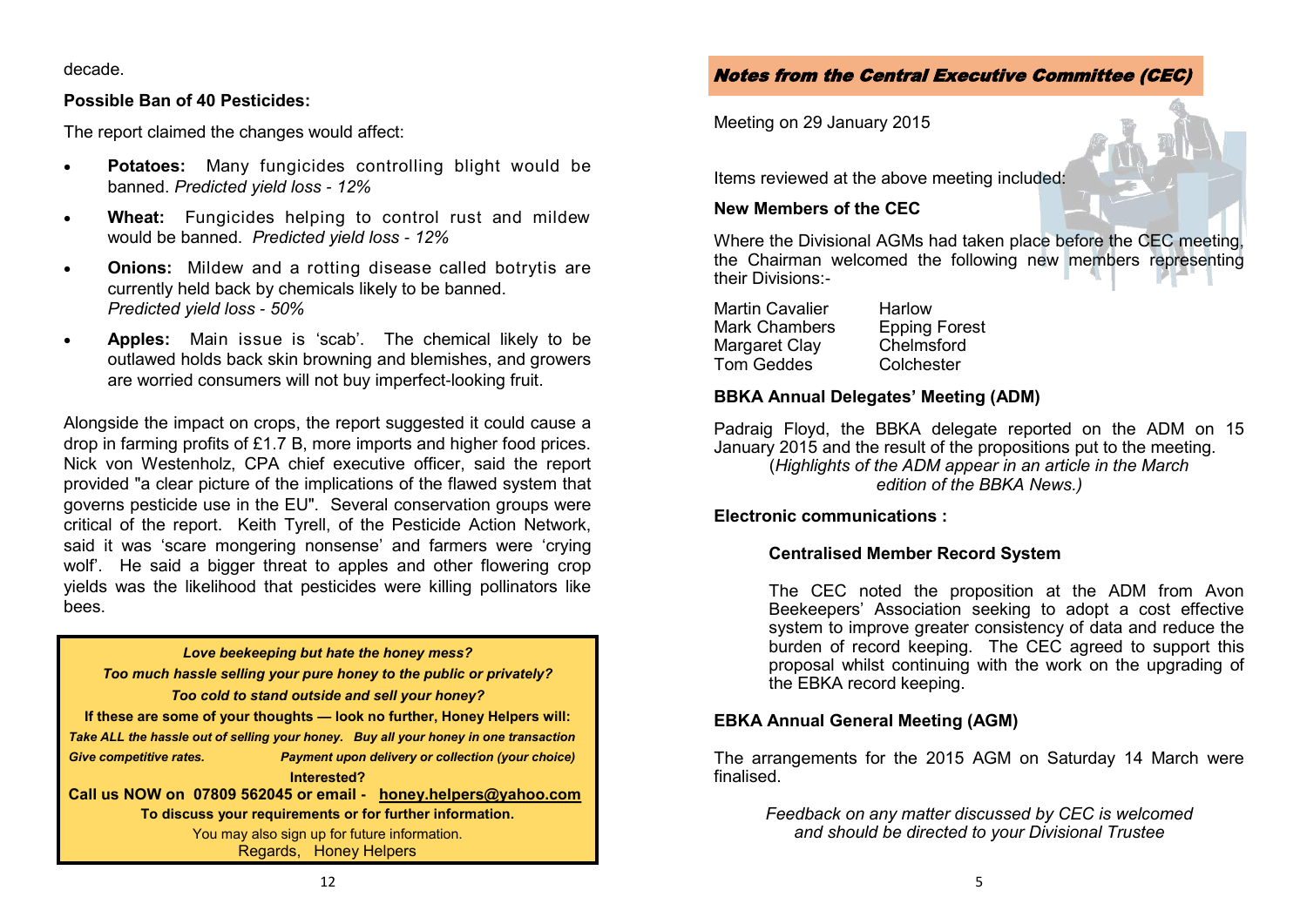decade.

**Possible Ban of 40 Pesticides:**

The report claimed the changes would affect:

- **Potatoes:** Many fungicides controlling blight would be banned. *Predicted yield loss - 12%*
- **Wheat:** Fungicides helping to control rust and mildew would be banned. *Predicted yield loss - 12%*
- **Onions:** Mildew and a rotting disease called botrytis are currently held back by chemicals likely to be banned. *Predicted yield loss - 50%*
- **Apples:** Main issue is 'scab'. The chemical likely to be outlawed holds back skin browning and blemishes, and growers are worried consumers will not buy imperfect-looking fruit.

Alongside the impact on crops, the report suggested it could cause a drop in farming profits of £1.7 B, more imports and higher food prices. Nick von Westenholz, CPA chief executive officer, said the report provided "a clear picture of the implications of the flawed system that governs pesticide use in the EU". Several conservation groups were critical of the report. Keith Tyrell, of the Pesticide Action Network, said it was 'scare mongering nonsense' and farmers were 'crying wolf'. He said a bigger threat to apples and other flowering crop yields was the likelihood that pesticides were killing pollinators like bees.

***Love beekeeping but hate the honey mess?***
***Too much hassle selling your pure honey to the public or privately?***
***Too cold to stand outside and sell your honey?***
**If these are some of your thoughts — look no further, Honey Helpers will:**
***Take ALL the hassle out of selling your honey. Buy all your honey in one transaction***
***Give competitive rates. Payment upon delivery or collection (your choice)***
**Interested?**
**Call us NOW on 07809 562045 or email - honey.helpers@yahoo.com**
**To discuss your requirements or for further information.**
You may also sign up for future information.
Regards, Honey Helpers

## *Notes from the Central Executive Committee (CEC)*

Meeting on 29 January 2015

Items reviewed at the above meeting included:

**New Members of the CEC**

Where the Divisional AGMs had taken place before the CEC meeting, the Chairman welcomed the following new members representing their Divisions:-

| | |
|---|---|
| Martin Cavalier | Harlow |
| Mark Chambers | Epping Forest |
| Margaret Clay | Chelmsford |
| Tom Geddes | Colchester |

**BBKA Annual Delegates' Meeting (ADM)**

Padraig Floyd, the BBKA delegate reported on the ADM on 15 January 2015 and the result of the propositions put to the meeting. (*Highlights of the ADM appear in an article in the March edition of the BBKA News.)*

**Electronic communications :**

**Centralised Member Record System**

The CEC noted the proposition at the ADM from Avon Beekeepers' Association seeking to adopt a cost effective system to improve greater consistency of data and reduce the burden of record keeping. The CEC agreed to support this proposal whilst continuing with the work on the upgrading of the EBKA record keeping.

**EBKA Annual General Meeting (AGM)**

The arrangements for the 2015 AGM on Saturday 14 March were finalised.

*Feedback on any matter discussed by CEC is welcomed and should be directed to your Divisional Trustee*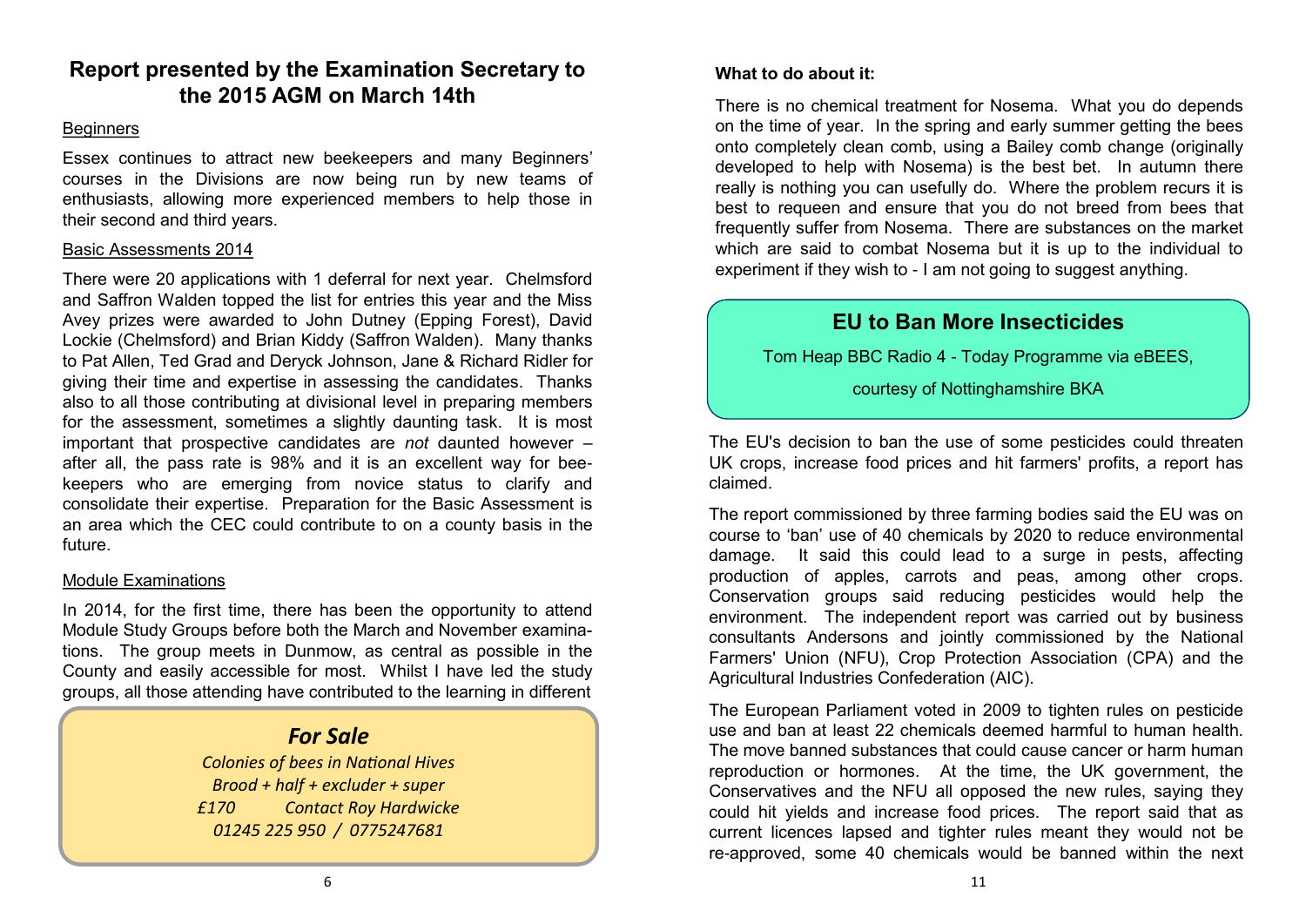## Report presented by the Examination Secretary to the 2015 AGM on March 14th

### Beginners

Essex continues to attract new beekeepers and many Beginners' courses in the Divisions are now being run by new teams of enthusiasts, allowing more experienced members to help those in their second and third years.

### Basic Assessments 2014

There were 20 applications with 1 deferral for next year. Chelmsford and Saffron Walden topped the list for entries this year and the Miss Avey prizes were awarded to John Dutney (Epping Forest), David Lockie (Chelmsford) and Brian Kiddy (Saffron Walden). Many thanks to Pat Allen, Ted Grad and Deryck Johnson, Jane & Richard Ridler for giving their time and expertise in assessing the candidates. Thanks also to all those contributing at divisional level in preparing members for the assessment, sometimes a slightly daunting task. It is most important that prospective candidates are *not* daunted however – after all, the pass rate is 98% and it is an excellent way for bee-keepers who are emerging from novice status to clarify and consolidate their expertise. Preparation for the Basic Assessment is an area which the CEC could contribute to on a county basis in the future.

### Module Examinations

In 2014, for the first time, there has been the opportunity to attend Module Study Groups before both the March and November examinations. The group meets in Dunmow, as central as possible in the County and easily accessible for most. Whilst I have led the study groups, all those attending have contributed to the learning in different

## *For Sale*

*Colonies of bees in National Hives*
*Brood + half + excluder + super*
*£170 Contact Roy Hardwicke*
*01245 225 950 / 0775247681*

**What to do about it:**

There is no chemical treatment for Nosema. What you do depends on the time of year. In the spring and early summer getting the bees onto completely clean comb, using a Bailey comb change (originally developed to help with Nosema) is the best bet. In autumn there really is nothing you can usefully do. Where the problem recurs it is best to requeen and ensure that you do not breed from bees that frequently suffer from Nosema. There are substances on the market which are said to combat Nosema but it is up to the individual to experiment if they wish to - I am not going to suggest anything.

## EU to Ban More Insecticides

Tom Heap BBC Radio 4 - Today Programme via eBEES,

courtesy of Nottinghamshire BKA

The EU's decision to ban the use of some pesticides could threaten UK crops, increase food prices and hit farmers' profits, a report has claimed.

The report commissioned by three farming bodies said the EU was on course to 'ban' use of 40 chemicals by 2020 to reduce environmental damage. It said this could lead to a surge in pests, affecting production of apples, carrots and peas, among other crops. Conservation groups said reducing pesticides would help the environment. The independent report was carried out by business consultants Andersons and jointly commissioned by the National Farmers' Union (NFU), Crop Protection Association (CPA) and the Agricultural Industries Confederation (AIC).

The European Parliament voted in 2009 to tighten rules on pesticide use and ban at least 22 chemicals deemed harmful to human health. The move banned substances that could cause cancer or harm human reproduction or hormones. At the time, the UK government, the Conservatives and the NFU all opposed the new rules, saying they could hit yields and increase food prices. The report said that as current licences lapsed and tighter rules meant they would not be re-approved, some 40 chemicals would be banned within the next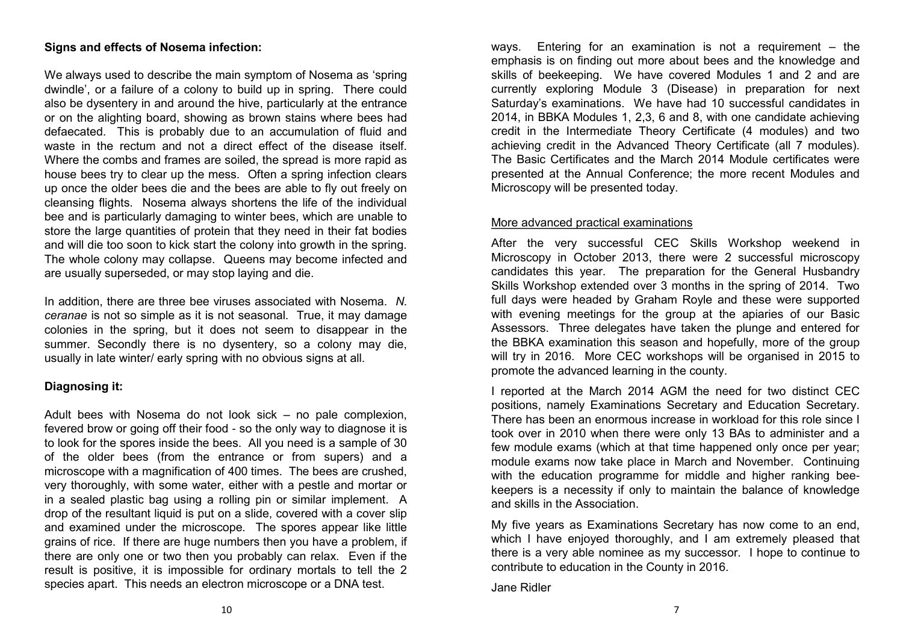**Signs and effects of Nosema infection:**

We always used to describe the main symptom of Nosema as 'spring dwindle', or a failure of a colony to build up in spring. There could also be dysentery in and around the hive, particularly at the entrance or on the alighting board, showing as brown stains where bees had defaecated. This is probably due to an accumulation of fluid and waste in the rectum and not a direct effect of the disease itself. Where the combs and frames are soiled, the spread is more rapid as house bees try to clear up the mess. Often a spring infection clears up once the older bees die and the bees are able to fly out freely on cleansing flights. Nosema always shortens the life of the individual bee and is particularly damaging to winter bees, which are unable to store the large quantities of protein that they need in their fat bodies and will die too soon to kick start the colony into growth in the spring. The whole colony may collapse. Queens may become infected and are usually superseded, or may stop laying and die.

In addition, there are three bee viruses associated with Nosema. *N. ceranae* is not so simple as it is not seasonal. True, it may damage colonies in the spring, but it does not seem to disappear in the summer. Secondly there is no dysentery, so a colony may die, usually in late winter/ early spring with no obvious signs at all.

**Diagnosing it:**

Adult bees with Nosema do not look sick – no pale complexion, fevered brow or going off their food - so the only way to diagnose it is to look for the spores inside the bees. All you need is a sample of 30 of the older bees (from the entrance or from supers) and a microscope with a magnification of 400 times. The bees are crushed, very thoroughly, with some water, either with a pestle and mortar or in a sealed plastic bag using a rolling pin or similar implement. A drop of the resultant liquid is put on a slide, covered with a cover slip and examined under the microscope. The spores appear like little grains of rice. If there are huge numbers then you have a problem, if there are only one or two then you probably can relax. Even if the result is positive, it is impossible for ordinary mortals to tell the 2 species apart. This needs an electron microscope or a DNA test.

ways. Entering for an examination is not a requirement – the emphasis is on finding out more about bees and the knowledge and skills of beekeeping. We have covered Modules 1 and 2 and are currently exploring Module 3 (Disease) in preparation for next Saturday's examinations. We have had 10 successful candidates in 2014, in BBKA Modules 1, 2,3, 6 and 8, with one candidate achieving credit in the Intermediate Theory Certificate (4 modules) and two achieving credit in the Advanced Theory Certificate (all 7 modules). The Basic Certificates and the March 2014 Module certificates were presented at the Annual Conference; the more recent Modules and Microscopy will be presented today.

More advanced practical examinations

After the very successful CEC Skills Workshop weekend in Microscopy in October 2013, there were 2 successful microscopy candidates this year. The preparation for the General Husbandry Skills Workshop extended over 3 months in the spring of 2014. Two full days were headed by Graham Royle and these were supported with evening meetings for the group at the apiaries of our Basic Assessors. Three delegates have taken the plunge and entered for the BBKA examination this season and hopefully, more of the group will try in 2016. More CEC workshops will be organised in 2015 to promote the advanced learning in the county.

I reported at the March 2014 AGM the need for two distinct CEC positions, namely Examinations Secretary and Education Secretary. There has been an enormous increase in workload for this role since I took over in 2010 when there were only 13 BAs to administer and a few module exams (which at that time happened only once per year; module exams now take place in March and November. Continuing with the education programme for middle and higher ranking bee-keepers is a necessity if only to maintain the balance of knowledge and skills in the Association.

My five years as Examinations Secretary has now come to an end, which I have enjoyed thoroughly, and I am extremely pleased that there is a very able nominee as my successor. I hope to continue to contribute to education in the County in 2016.

Jane Ridler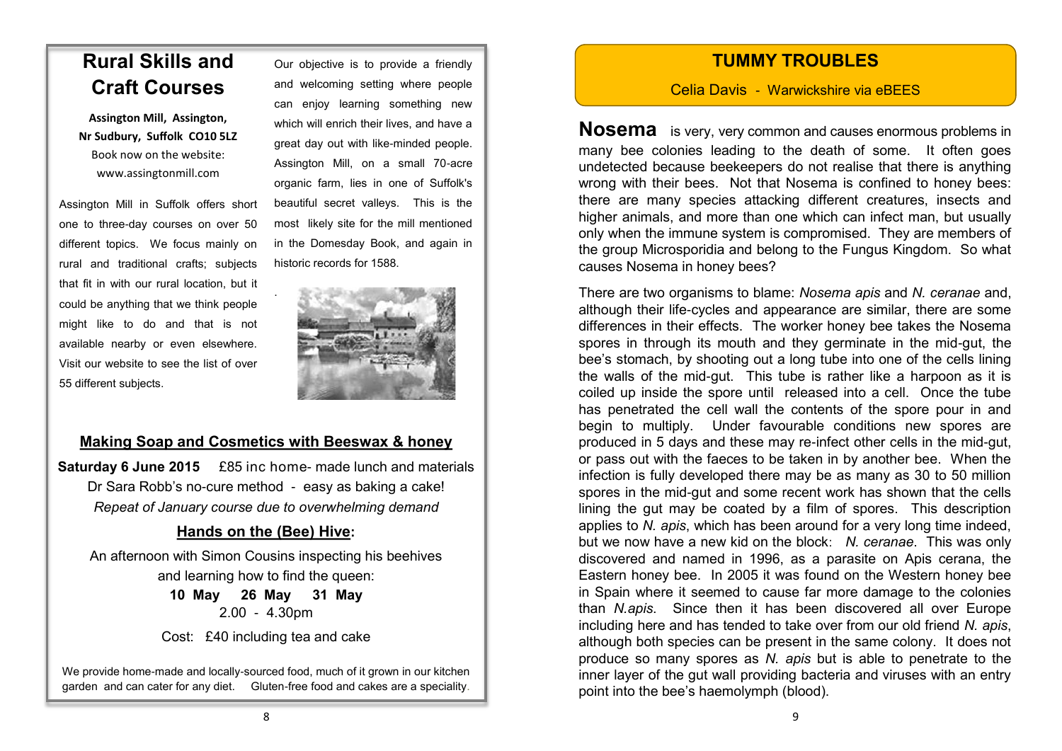# Rural Skills and Craft Courses

**Assington Mill, Assington, Nr Sudbury, Suffolk CO10 5LZ**

Book now on the website:
www.assingtonmill.com

Assington Mill in Suffolk offers short one to three-day courses on over 50 different topics. We focus mainly on rural and traditional crafts; subjects that fit in with our rural location, but it could be anything that we think people might like to do and that is not available nearby or even elsewhere. Visit our website to see the list of over 55 different subjects.

Our objective is to provide a friendly and welcoming setting where people can enjoy learning something new which will enrich their lives, and have a great day out with like-minded people. Assington Mill, on a small 70-acre organic farm, lies in one of Suffolk's beautiful secret valleys. This is the most likely site for the mill mentioned in the Domesday Book, and again in historic records for 1588.

## Making Soap and Cosmetics with Beeswax & honey

**Saturday 6 June 2015** £85 inc home- made lunch and materials

Dr Sara Robb's no-cure method - easy as baking a cake!

*Repeat of January course due to overwhelming demand*

## Hands on the (Bee) Hive:

An afternoon with Simon Cousins inspecting his beehives and learning how to find the queen:

**10 May 26 May 31 May**

2.00 - 4.30pm

Cost: £40 including tea and cake

We provide home-made and locally-sourced food, much of it grown in our kitchen garden and can cater for any diet. Gluten-free food and cakes are a speciality.

# TUMMY TROUBLES

Celia Davis - Warwickshire via eBEES

**Nosema** is very, very common and causes enormous problems in many bee colonies leading to the death of some. It often goes undetected because beekeepers do not realise that there is anything wrong with their bees. Not that Nosema is confined to honey bees: there are many species attacking different creatures, insects and higher animals, and more than one which can infect man, but usually only when the immune system is compromised. They are members of the group Microsporidia and belong to the Fungus Kingdom. So what causes Nosema in honey bees?

There are two organisms to blame: *Nosema apis* and *N. ceranae* and, although their life-cycles and appearance are similar, there are some differences in their effects. The worker honey bee takes the Nosema spores in through its mouth and they germinate in the mid-gut, the bee's stomach, by shooting out a long tube into one of the cells lining the walls of the mid-gut. This tube is rather like a harpoon as it is coiled up inside the spore until released into a cell. Once the tube has penetrated the cell wall the contents of the spore pour in and begin to multiply. Under favourable conditions new spores are produced in 5 days and these may re-infect other cells in the mid-gut, or pass out with the faeces to be taken in by another bee. When the infection is fully developed there may be as many as 30 to 50 million spores in the mid-gut and some recent work has shown that the cells lining the gut may be coated by a film of spores. This description applies to *N. apis*, which has been around for a very long time indeed, but we now have a new kid on the block: *N. ceranae*. This was only discovered and named in 1996, as a parasite on Apis cerana, the Eastern honey bee. In 2005 it was found on the Western honey bee in Spain where it seemed to cause far more damage to the colonies than *N.apis*. Since then it has been discovered all over Europe including here and has tended to take over from our old friend *N. apis*, although both species can be present in the same colony. It does not produce so many spores as *N. apis* but is able to penetrate to the inner layer of the gut wall providing bacteria and viruses with an entry point into the bee's haemolymph (blood).